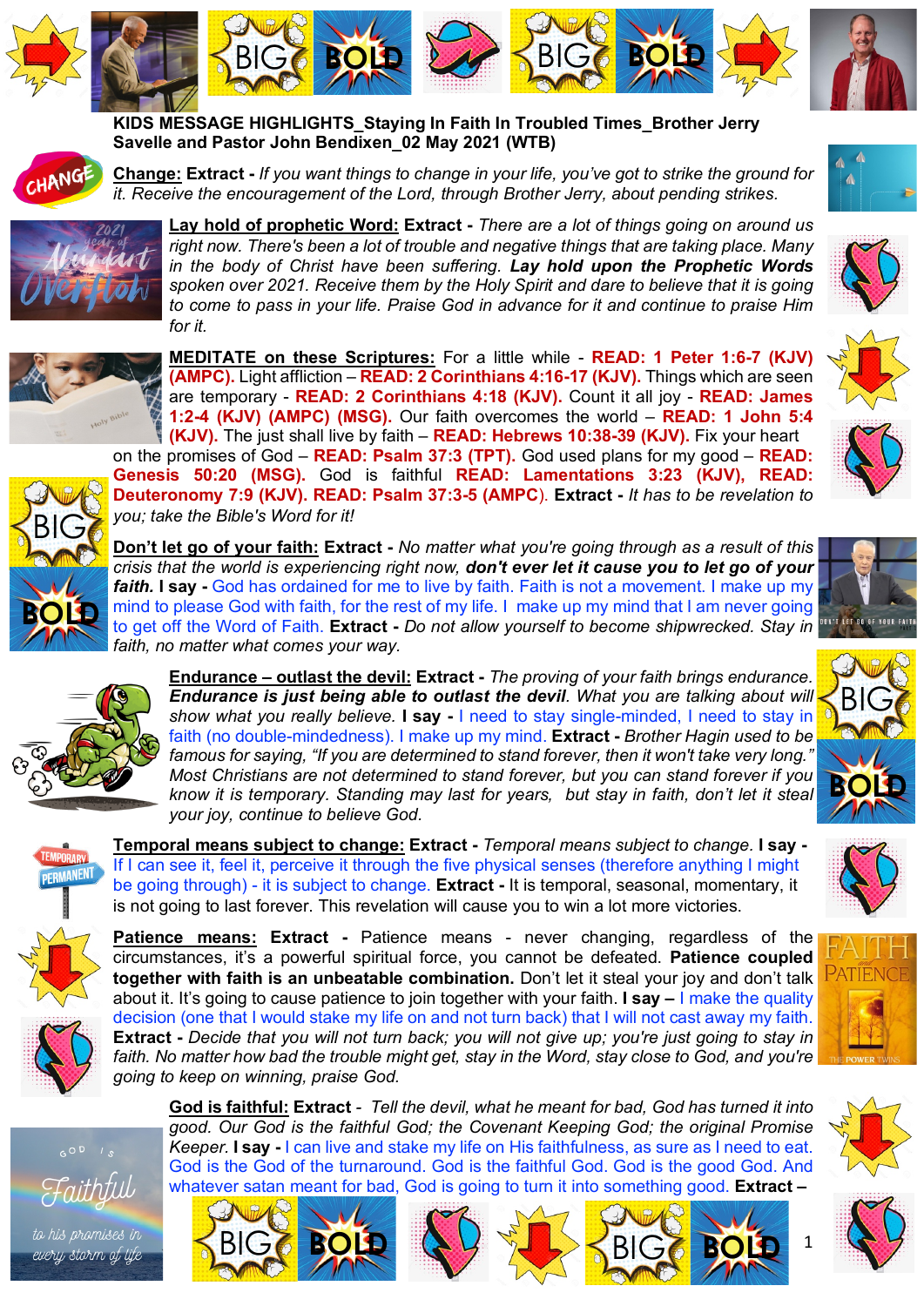**KIDS MESSAGE HIGHLIGHTS_Staying In Faith In Troubled Times_Brother Jerry Savelle and Pastor John Bendixen_02 May 2021 (WTB)**

**Change: Extract -** *If you want things to change in your life, you've got to strike the ground for it. Receive the encouragement of the Lord, through Brother Jerry, about pending strikes.*

**Lay hold of prophetic Word: Extract -** *There are a lot of things going on around us right now. There's been a lot of trouble and negative things that are taking place. Many in the body of Christ have been suffering.* ***Lay hold upon the Prophetic Words*** *spoken over 2021. Receive them by the Holy Spirit and dare to believe that it is going to come to pass in your life. Praise God in advance for it and continue to praise Him for it.*

**MEDITATE on these Scriptures:** For a little while - **READ: 1 Peter 1:6-7 (KJV) (AMPC).** Light affliction – **READ: 2 Corinthians 4:16-17 (KJV).** Things which are seen are temporary - **READ: 2 Corinthians 4:18 (KJV).** Count it all joy - **READ: James 1:2-4 (KJV) (AMPC) (MSG).** Our faith overcomes the world – **READ: 1 John 5:4 (KJV).** The just shall live by faith – **READ: Hebrews 10:38-39 (KJV).** Fix your heart on the promises of God – **READ: Psalm 37:3 (TPT).** God used plans for my good – **READ: Genesis 50:20 (MSG).** God is faithful **READ: Lamentations 3:23 (KJV), READ: Deuteronomy 7:9 (KJV). READ: Psalm 37:3-5 (AMPC). Extract -** *It has to be revelation to you; take the Bible's Word for it!*

**Don't let go of your faith: Extract -** *No matter what you're going through as a result of this crisis that the world is experiencing right now,* ***don't ever let it cause you to let go of your faith.*** **I say -** God has ordained for me to live by faith. Faith is not a movement. I make up my mind to please God with faith, for the rest of my life. I make up my mind that I am never going to get off the Word of Faith. **Extract -** *Do not allow yourself to become shipwrecked. Stay in faith, no matter what comes your way.*

**Endurance – outlast the devil: Extract -** *The proving of your faith brings endurance.* ***Endurance is just being able to outlast the devil****. What you are talking about will show what you really believe.* **I say -** I need to stay single-minded, I need to stay in faith (no double-mindedness). I make up my mind. **Extract -** *Brother Hagin used to be famous for saying, "If you are determined to stand forever, then it won't take very long." Most Christians are not determined to stand forever, but you can stand forever if you know it is temporary. Standing may last for years, but stay in faith, don't let it steal your joy, continue to believe God.*

**Temporal means subject to change: Extract -** *Temporal means subject to change.* **I say -** If I can see it, feel it, perceive it through the five physical senses (therefore anything I might be going through) - it is subject to change. **Extract -** It is temporal, seasonal, momentary, it is not going to last forever. This revelation will cause you to win a lot more victories.

**Patience means: Extract -** Patience means - never changing, regardless of the circumstances, it's a powerful spiritual force, you cannot be defeated. **Patience coupled together with faith is an unbeatable combination.** Don't let it steal your joy and don't talk about it. It's going to cause patience to join together with your faith. **I say –** I make the quality decision (one that I would stake my life on and not turn back) that I will not cast away my faith. **Extract -** *Decide that you will not turn back; you will not give up; you're just going to stay in faith. No matter how bad the trouble might get, stay in the Word, stay close to God, and you're going to keep on winning, praise God.*

**God is faithful: Extract** - *Tell the devil, what he meant for bad, God has turned it into good. Our God is the faithful God; the Covenant Keeping God; the original Promise Keeper.* **I say -** I can live and stake my life on His faithfulness, as sure as I need to eat. God is the God of the turnaround. God is the faithful God. God is the good God. And whatever satan meant for bad, God is going to turn it into something good. **Extract –**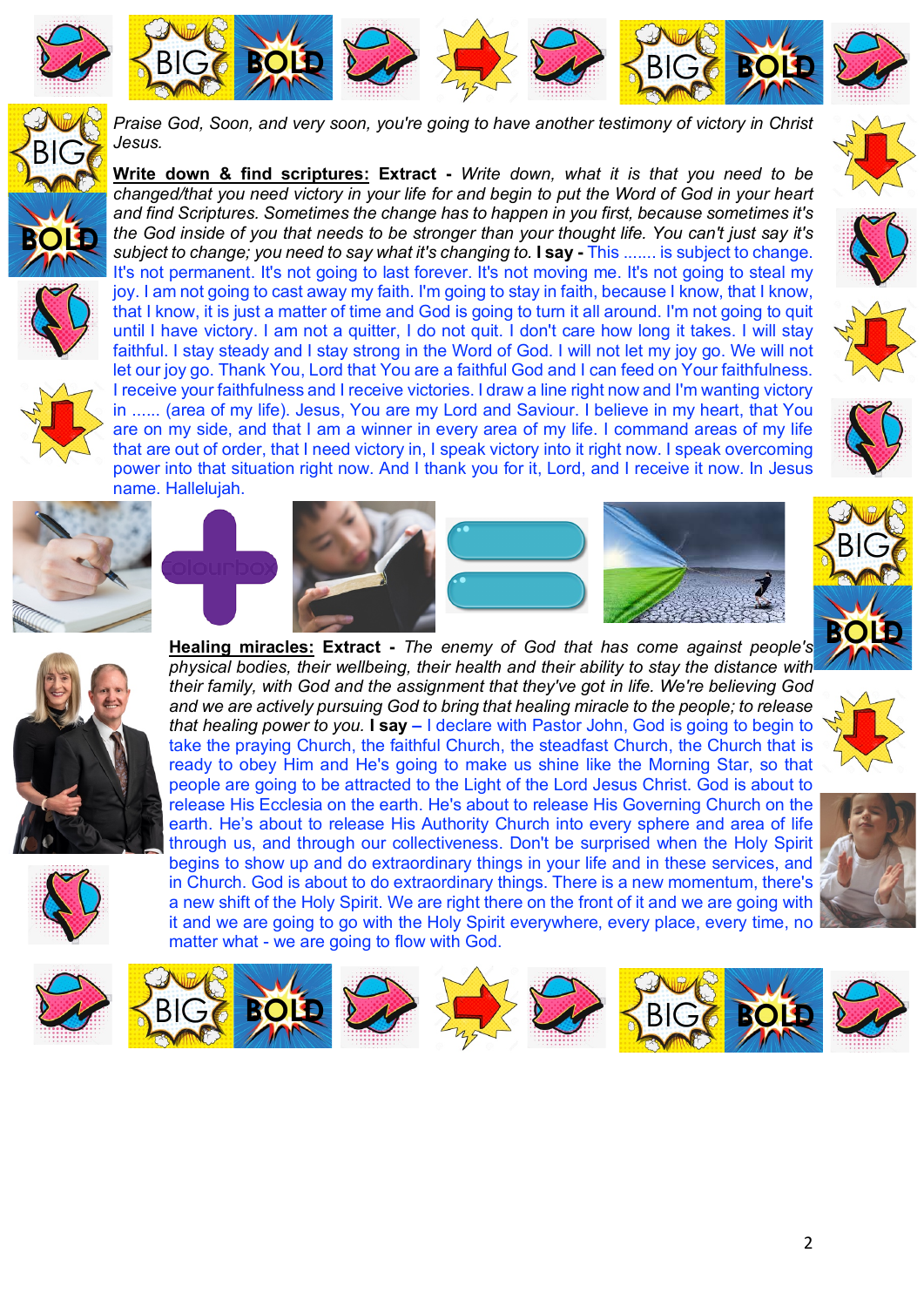*Praise God, Soon, and very soon, you're going to have another testimony of victory in Christ Jesus.*

**Write down & find scriptures: Extract -** *Write down, what it is that you need to be changed/that you need victory in your life for and begin to put the Word of God in your heart and find Scriptures. Sometimes the change has to happen in you first, because sometimes it's the God inside of you that needs to be stronger than your thought life. You can't just say it's subject to change; you need to say what it's changing to.* **I say -** This ....... is subject to change. It's not permanent. It's not going to last forever. It's not moving me. It's not going to steal my joy. I am not going to cast away my faith. I'm going to stay in faith, because I know, that I know, that I know, it is just a matter of time and God is going to turn it all around. I'm not going to quit until I have victory. I am not a quitter, I do not quit. I don't care how long it takes. I will stay faithful. I stay steady and I stay strong in the Word of God. I will not let my joy go. We will not let our joy go. Thank You, Lord that You are a faithful God and I can feed on Your faithfulness. I receive your faithfulness and I receive victories. I draw a line right now and I'm wanting victory in ...... (area of my life). Jesus, You are my Lord and Saviour. I believe in my heart, that You are on my side, and that I am a winner in every area of my life. I command areas of my life that are out of order, that I need victory in, I speak victory into it right now. I speak overcoming power into that situation right now. And I thank you for it, Lord, and I receive it now. In Jesus name. Hallelujah.

**Healing miracles: Extract -** *The enemy of God that has come against people's physical bodies, their wellbeing, their health and their ability to stay the distance with their family, with God and the assignment that they've got in life. We're believing God and we are actively pursuing God to bring that healing miracle to the people; to release that healing power to you.* **I say –** I declare with Pastor John, God is going to begin to take the praying Church, the faithful Church, the steadfast Church, the Church that is ready to obey Him and He's going to make us shine like the Morning Star, so that people are going to be attracted to the Light of the Lord Jesus Christ. God is about to release His Ecclesia on the earth. He's about to release His Governing Church on the earth. He's about to release His Authority Church into every sphere and area of life through us, and through our collectiveness. Don't be surprised when the Holy Spirit begins to show up and do extraordinary things in your life and in these services, and in Church. God is about to do extraordinary things. There is a new momentum, there's a new shift of the Holy Spirit. We are right there on the front of it and we are going with it and we are going to go with the Holy Spirit everywhere, every place, every time, no matter what - we are going to flow with God.